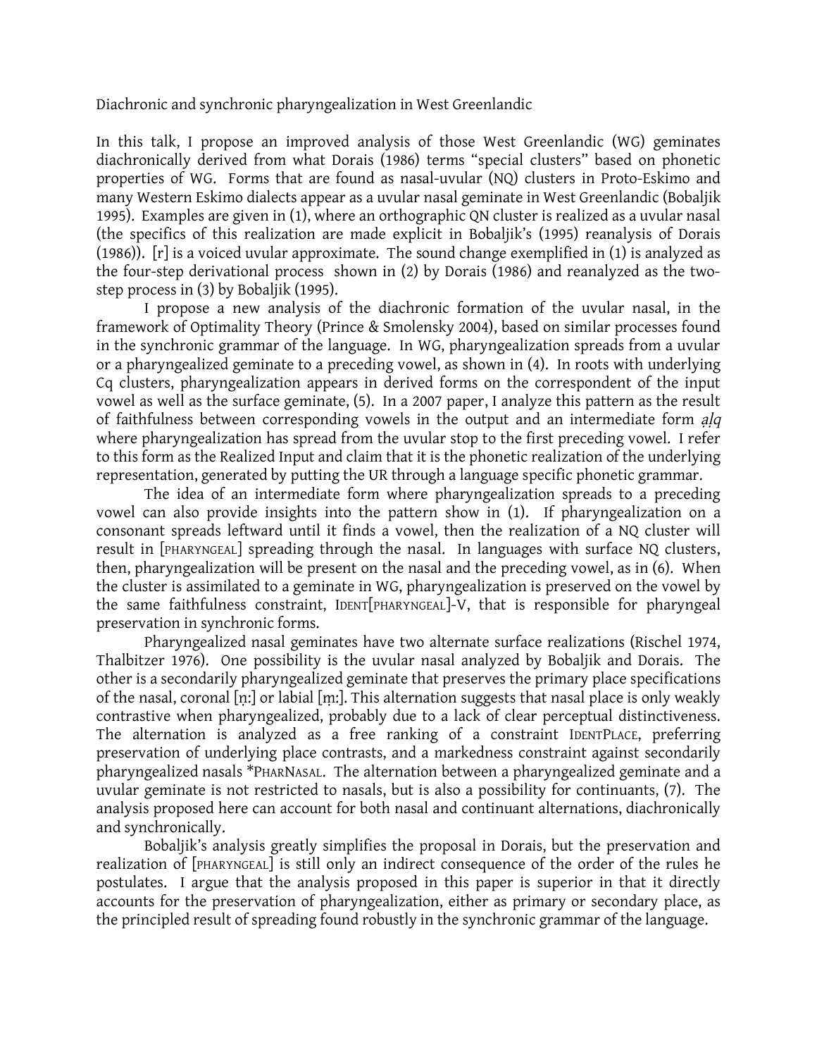Diachronic and synchronic pharyngealization in West Greenlandic

In this talk, I propose an improved analysis of those West Greenlandic (WG) geminates diachronically derived from what Dorais (1986) terms "special clusters" based on phonetic properties of WG. Forms that are found as nasal-uvular (NQ) clusters in Proto-Eskimo and many Western Eskimo dialects appear as a uvular nasal geminate in West Greenlandic (Bobaljik 1995). Examples are given in (1), where an orthographic QN cluster is realized as a uvular nasal (the specifics of this realization are made explicit in Bobaljik's (1995) reanalysis of Dorais (1986)). [r] is a voiced uvular approximate. The sound change exemplified in (1) is analyzed as the four-step derivational process shown in (2) by Dorais (1986) and reanalyzed as the two-step process in (3) by Bobaljik (1995).

I propose a new analysis of the diachronic formation of the uvular nasal, in the framework of Optimality Theory (Prince & Smolensky 2004), based on similar processes found in the synchronic grammar of the language. In WG, pharyngealization spreads from a uvular or a pharyngealized geminate to a preceding vowel, as shown in (4). In roots with underlying Cq clusters, pharyngealization appears in derived forms on the correspondent of the input vowel as well as the surface geminate, (5). In a 2007 paper, I analyze this pattern as the result of faithfulness between corresponding vowels in the output and an intermediate form *ạḷq* where pharyngealization has spread from the uvular stop to the first preceding vowel. I refer to this form as the Realized Input and claim that it is the phonetic realization of the underlying representation, generated by putting the UR through a language specific phonetic grammar.

The idea of an intermediate form where pharyngealization spreads to a preceding vowel can also provide insights into the pattern show in (1). If pharyngealization on a consonant spreads leftward until it finds a vowel, then the realization of a NQ cluster will result in [PHARYNGEAL] spreading through the nasal. In languages with surface NQ clusters, then, pharyngealization will be present on the nasal and the preceding vowel, as in (6). When the cluster is assimilated to a geminate in WG, pharyngealization is preserved on the vowel by the same faithfulness constraint, IDENT[PHARYNGEAL]-V, that is responsible for pharyngeal preservation in synchronic forms.

Pharyngealized nasal geminates have two alternate surface realizations (Rischel 1974, Thalbitzer 1976). One possibility is the uvular nasal analyzed by Bobaljik and Dorais. The other is a secondarily pharyngealized geminate that preserves the primary place specifications of the nasal, coronal [ṇː] or labial [ṃː]. This alternation suggests that nasal place is only weakly contrastive when pharyngealized, probably due to a lack of clear perceptual distinctiveness. The alternation is analyzed as a free ranking of a constraint IDENTPLACE, preferring preservation of underlying place contrasts, and a markedness constraint against secondarily pharyngealized nasals *PHARNASAL. The alternation between a pharyngealized geminate and a uvular geminate is not restricted to nasals, but is also a possibility for continuants, (7). The analysis proposed here can account for both nasal and continuant alternations, diachronically and synchronically.

Bobaljik's analysis greatly simplifies the proposal in Dorais, but the preservation and realization of [PHARYNGEAL] is still only an indirect consequence of the order of the rules he postulates. I argue that the analysis proposed in this paper is superior in that it directly accounts for the preservation of pharyngealization, either as primary or secondary place, as the principled result of spreading found robustly in the synchronic grammar of the language.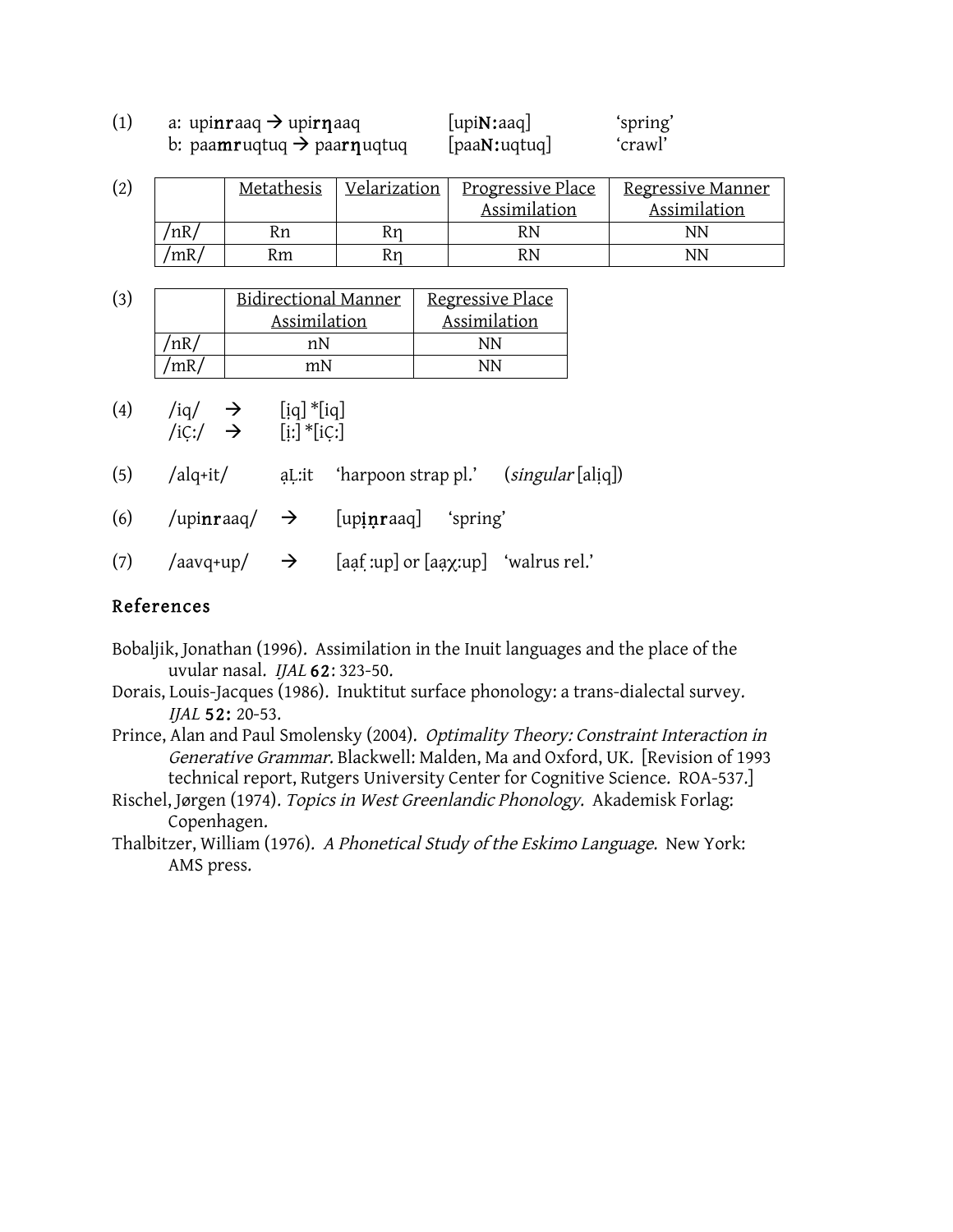(1) a: upi**nr**aaq → upi**rŋ**aaq [upi**N:**aaq] 'spring'
b: paa**mr**uqtuq → paa**rŋ**uqtuq [paa**N:**uqtuq] 'crawl'

(2)

| | Metathesis | Velarization | Progressive Place Assimilation | Regressive Manner Assimilation |
|---|---|---|---|---|
| /nR/ | Rn | Rŋ | RN | NN |
| /mR/ | Rm | Rŋ | RN | NN |

(3)

| | Bidirectional Manner Assimilation | Regressive Place Assimilation |
|---|---|---|
| /nR/ | nN | NN |
| /mR/ | mN | NN |

(4) /iq/ → [i̢q] *[iq]
/iÇ:/ → [i̢:] *[iÇ:]

(5) /alq+it/ a̢L̢:it 'harpoon strap pl.' (*singular* [ali̢q])

(6) /upi**nr**aaq/ → [upi̢n̢**r**aaq] 'spring'

(7) /aavq+up/ → [aa̢f̢:up] or [aa̢χ̢:up] 'walrus rel.'

## References

Bobaljik, Jonathan (1996). Assimilation in the Inuit languages and the place of the uvular nasal. *IJAL* **62**: 323-50.

Dorais, Louis-Jacques (1986). Inuktitut surface phonology: a trans-dialectal survey. *IJAL* **52**: 20-53.

Prince, Alan and Paul Smolensky (2004). *Optimality Theory: Constraint Interaction in Generative Grammar*. Blackwell: Malden, Ma and Oxford, UK. [Revision of 1993 technical report, Rutgers University Center for Cognitive Science. ROA-537.]

Rischel, Jørgen (1974). *Topics in West Greenlandic Phonology*. Akademisk Forlag: Copenhagen.

Thalbitzer, William (1976). *A Phonetical Study of the Eskimo Language*. New York: AMS press.